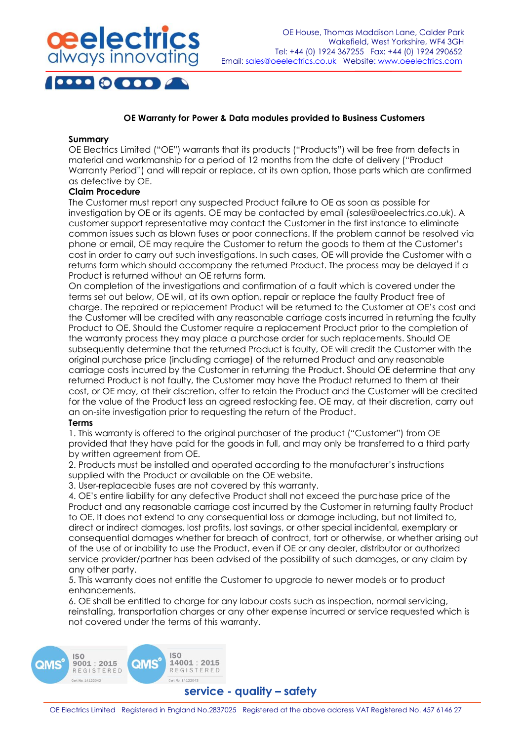OE House, Thomas Maddison Lane, Calder Park
Wakefield, West Yorkshire, WF4 3GH
Tel: +44 (0) 1924 367255 Fax: +44 (0) 1924 290652
Email: sales@oeelectrics.co.uk Website: www.oeelectrics.com

## OE Warranty for Power & Data modules provided to Business Customers

**Summary**

OE Electrics Limited ("OE") warrants that its products ("Products") will be free from defects in material and workmanship for a period of 12 months from the date of delivery ("Product Warranty Period") and will repair or replace, at its own option, those parts which are confirmed as defective by OE.

**Claim Procedure**

The Customer must report any suspected Product failure to OE as soon as possible for investigation by OE or its agents. OE may be contacted by email (sales@oeelectrics.co.uk). A customer support representative may contact the Customer in the first instance to eliminate common issues such as blown fuses or poor connections. If the problem cannot be resolved via phone or email, OE may require the Customer to return the goods to them at the Customer's cost in order to carry out such investigations. In such cases, OE will provide the Customer with a returns form which should accompany the returned Product. The process may be delayed if a Product is returned without an OE returns form.

On completion of the investigations and confirmation of a fault which is covered under the terms set out below, OE will, at its own option, repair or replace the faulty Product free of charge. The repaired or replacement Product will be returned to the Customer at OE's cost and the Customer will be credited with any reasonable carriage costs incurred in returning the faulty Product to OE. Should the Customer require a replacement Product prior to the completion of the warranty process they may place a purchase order for such replacements. Should OE subsequently determine that the returned Product is faulty, OE will credit the Customer with the original purchase price (including carriage) of the returned Product and any reasonable carriage costs incurred by the Customer in returning the Product. Should OE determine that any returned Product is not faulty, the Customer may have the Product returned to them at their cost, or OE may, at their discretion, offer to retain the Product and the Customer will be credited for the value of the Product less an agreed restocking fee. OE may, at their discretion, carry out an on-site investigation prior to requesting the return of the Product.

**Terms**

1. This warranty is offered to the original purchaser of the product ("Customer") from OE provided that they have paid for the goods in full, and may only be transferred to a third party by written agreement from OE.
2. Products must be installed and operated according to the manufacturer's instructions supplied with the Product or available on the OE website.
3. User-replaceable fuses are not covered by this warranty.
4. OE's entire liability for any defective Product shall not exceed the purchase price of the Product and any reasonable carriage cost incurred by the Customer in returning faulty Product to OE. It does not extend to any consequential loss or damage including, but not limited to, direct or indirect damages, lost profits, lost savings, or other special incidental, exemplary or consequential damages whether for breach of contract, tort or otherwise, or whether arising out of the use of or inability to use the Product, even if OE or any dealer, distributor or authorized service provider/partner has been advised of the possibility of such damages, or any claim by any other party.
5. This warranty does not entitle the Customer to upgrade to newer models or to product enhancements.
6. OE shall be entitled to charge for any labour costs such as inspection, normal servicing, reinstalling, transportation charges or any other expense incurred or service requested which is not covered under the terms of this warranty.

QMS ISO 9001 : 2015 REGISTERED Cert No. 14122042
QMS ISO 14001 : 2015 REGISTERED Cert No. 14122043

service - quality – safety

OE Electrics Limited Registered in England No.2837025 Registered at the above address VAT Registered No. 457 6146 27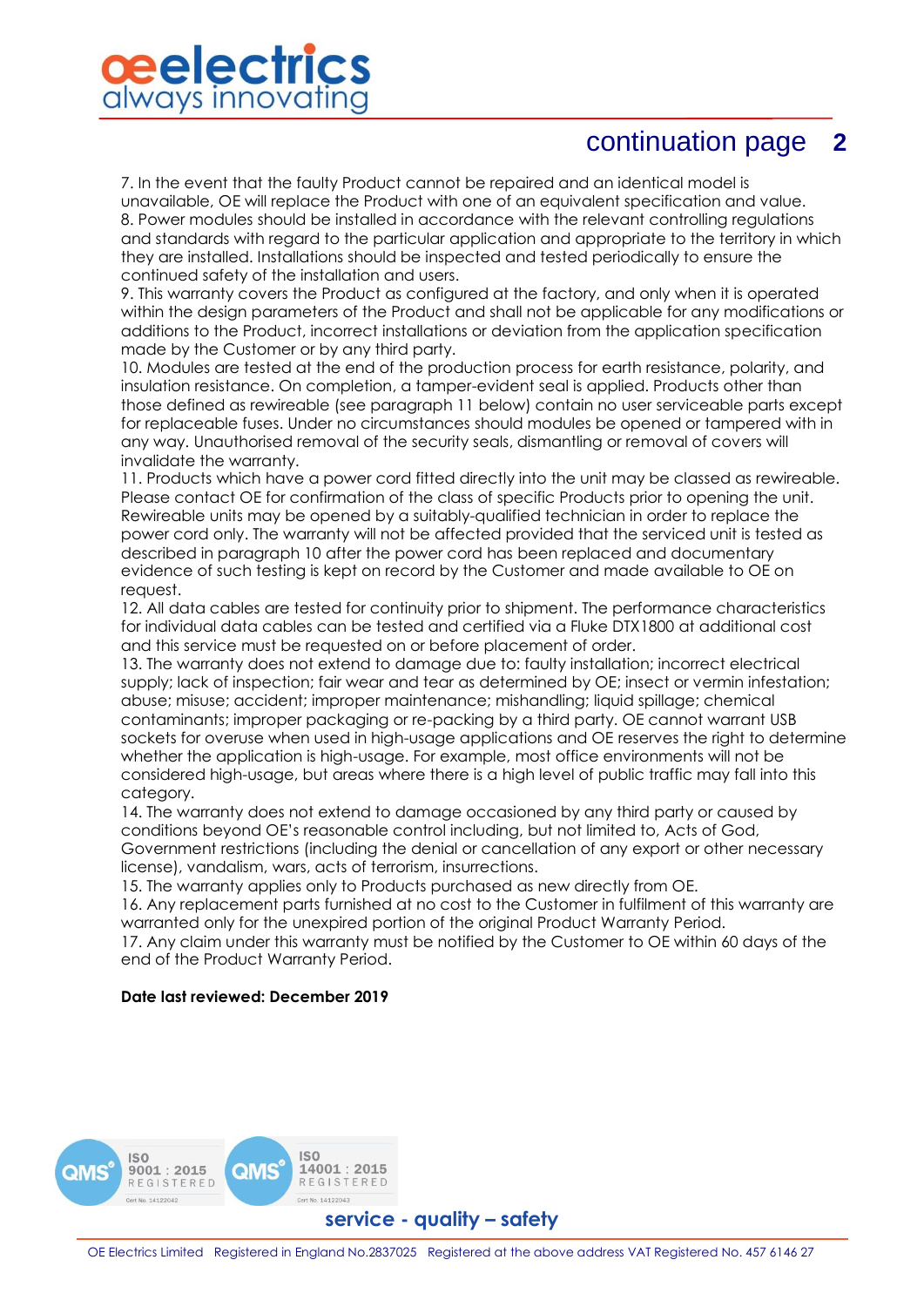continuation page 2

7. In the event that the faulty Product cannot be repaired and an identical model is unavailable, OE will replace the Product with one of an equivalent specification and value.
8. Power modules should be installed in accordance with the relevant controlling regulations and standards with regard to the particular application and appropriate to the territory in which they are installed. Installations should be inspected and tested periodically to ensure the continued safety of the installation and users.
9. This warranty covers the Product as configured at the factory, and only when it is operated within the design parameters of the Product and shall not be applicable for any modifications or additions to the Product, incorrect installations or deviation from the application specification made by the Customer or by any third party.
10. Modules are tested at the end of the production process for earth resistance, polarity, and insulation resistance. On completion, a tamper-evident seal is applied. Products other than those defined as rewireable (see paragraph 11 below) contain no user serviceable parts except for replaceable fuses. Under no circumstances should modules be opened or tampered with in any way. Unauthorised removal of the security seals, dismantling or removal of covers will invalidate the warranty.
11. Products which have a power cord fitted directly into the unit may be classed as rewireable. Please contact OE for confirmation of the class of specific Products prior to opening the unit. Rewireable units may be opened by a suitably-qualified technician in order to replace the power cord only. The warranty will not be affected provided that the serviced unit is tested as described in paragraph 10 after the power cord has been replaced and documentary evidence of such testing is kept on record by the Customer and made available to OE on request.
12. All data cables are tested for continuity prior to shipment. The performance characteristics for individual data cables can be tested and certified via a Fluke DTX1800 at additional cost and this service must be requested on or before placement of order.
13. The warranty does not extend to damage due to: faulty installation; incorrect electrical supply; lack of inspection; fair wear and tear as determined by OE; insect or vermin infestation; abuse; misuse; accident; improper maintenance; mishandling; liquid spillage; chemical contaminants; improper packaging or re-packing by a third party. OE cannot warrant USB sockets for overuse when used in high-usage applications and OE reserves the right to determine whether the application is high-usage. For example, most office environments will not be considered high-usage, but areas where there is a high level of public traffic may fall into this category.
14. The warranty does not extend to damage occasioned by any third party or caused by conditions beyond OE's reasonable control including, but not limited to, Acts of God, Government restrictions (including the denial or cancellation of any export or other necessary license), vandalism, wars, acts of terrorism, insurrections.
15. The warranty applies only to Products purchased as new directly from OE.
16. Any replacement parts furnished at no cost to the Customer in fulfilment of this warranty are warranted only for the unexpired portion of the original Product Warranty Period.
17. Any claim under this warranty must be notified by the Customer to OE within 60 days of the end of the Product Warranty Period.

**Date last reviewed: December 2019**

QMS ISO 9001 : 2015 REGISTERED Cert No. 14122042
QMS ISO 14001 : 2015 REGISTERED Cert No. 14122043

service - quality – safety

OE Electrics Limited Registered in England No.2837025 Registered at the above address VAT Registered No. 457 6146 27